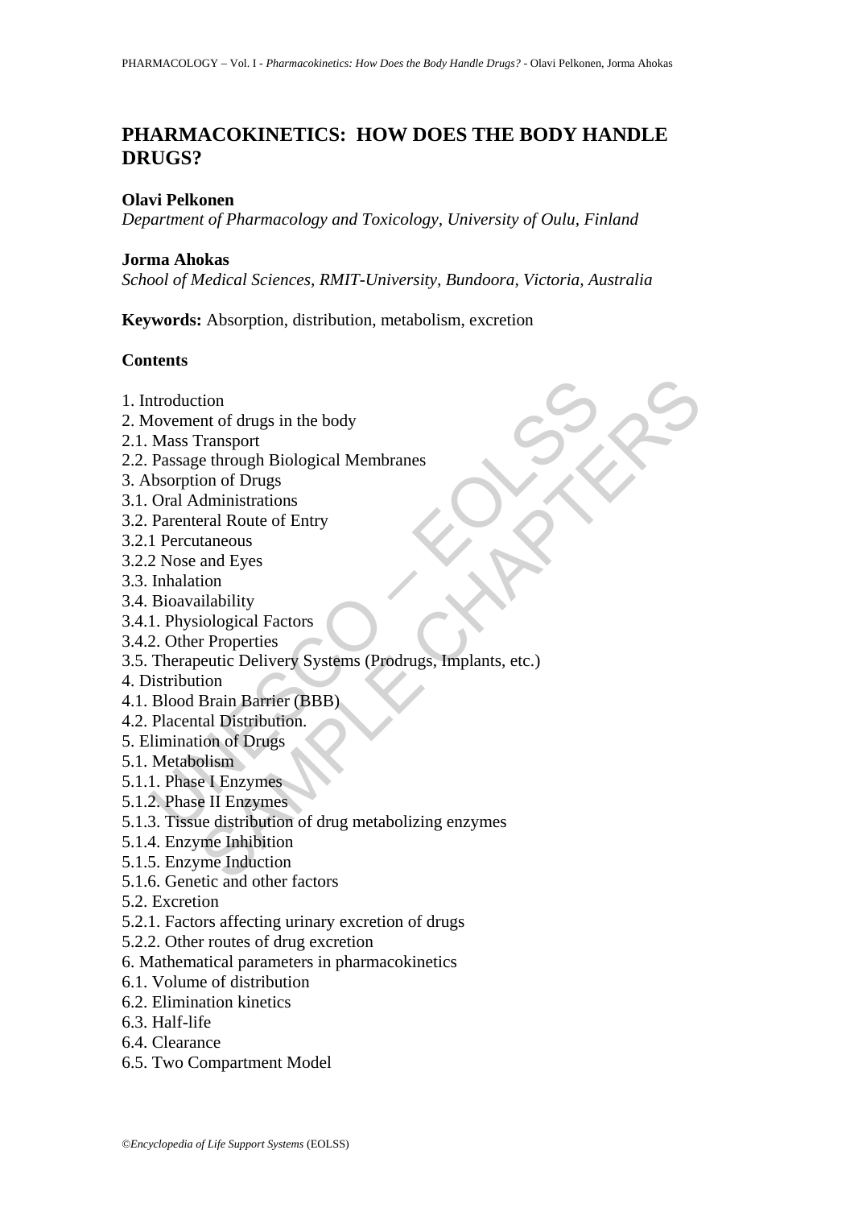# PHARMACOKINETICS: HOW DOES THE BODY HANDLE DRUGS?

**Olavi Pelkonen**

*Department of Pharmacology and Toxicology, University of Oulu, Finland*

**Jorma Ahokas**

*School of Medical Sciences, RMIT-University, Bundoora, Victoria, Australia*

**Keywords:** Absorption, distribution, metabolism, excretion

**Contents**

1. Introduction
2. Movement of drugs in the body
2.1. Mass Transport
2.2. Passage through Biological Membranes
3. Absorption of Drugs
3.1. Oral Administrations
3.2. Parenteral Route of Entry
3.2.1 Percutaneous
3.2.2 Nose and Eyes
3.3. Inhalation
3.4. Bioavailability
3.4.1. Physiological Factors
3.4.2. Other Properties
3.5. Therapeutic Delivery Systems (Prodrugs, Implants, etc.)
4. Distribution
4.1. Blood Brain Barrier (BBB)
4.2. Placental Distribution.
5. Elimination of Drugs
5.1. Metabolism
5.1.1. Phase I Enzymes
5.1.2. Phase II Enzymes
5.1.3. Tissue distribution of drug metabolizing enzymes
5.1.4. Enzyme Inhibition
5.1.5. Enzyme Induction
5.1.6. Genetic and other factors
5.2. Excretion
5.2.1. Factors affecting urinary excretion of drugs
5.2.2. Other routes of drug excretion
6. Mathematical parameters in pharmacokinetics
6.1. Volume of distribution
6.2. Elimination kinetics
6.3. Half-life
6.4. Clearance
6.5. Two Compartment Model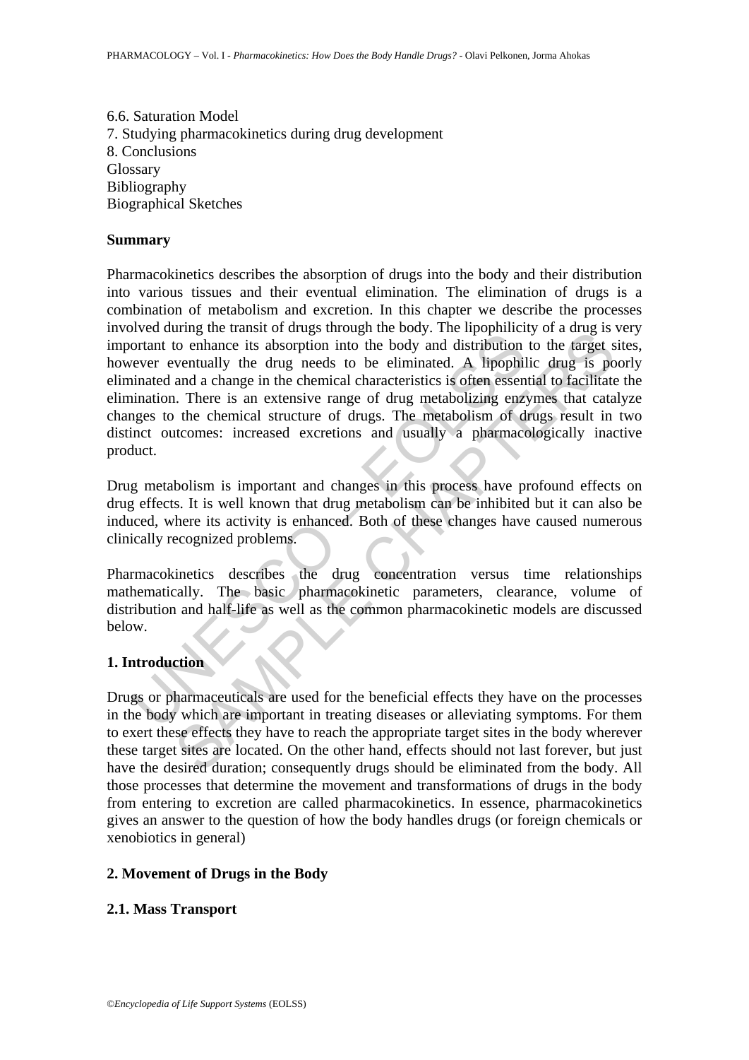6.6. Saturation Model
7. Studying pharmacokinetics during drug development
8. Conclusions
Glossary
Bibliography
Biographical Sketches

**Summary**

Pharmacokinetics describes the absorption of drugs into the body and their distribution into various tissues and their eventual elimination. The elimination of drugs is a combination of metabolism and excretion. In this chapter we describe the processes involved during the transit of drugs through the body. The lipophilicity of a drug is very important to enhance its absorption into the body and distribution to the target sites, however eventually the drug needs to be eliminated. A lipophilic drug is poorly eliminated and a change in the chemical characteristics is often essential to facilitate the elimination. There is an extensive range of drug metabolizing enzymes that catalyze changes to the chemical structure of drugs. The metabolism of drugs result in two distinct outcomes: increased excretions and usually a pharmacologically inactive product.

Drug metabolism is important and changes in this process have profound effects on drug effects. It is well known that drug metabolism can be inhibited but it can also be induced, where its activity is enhanced. Both of these changes have caused numerous clinically recognized problems.

Pharmacokinetics describes the drug concentration versus time relationships mathematically. The basic pharmacokinetic parameters, clearance, volume of distribution and half-life as well as the common pharmacokinetic models are discussed below.

## 1. Introduction

Drugs or pharmaceuticals are used for the beneficial effects they have on the processes in the body which are important in treating diseases or alleviating symptoms. For them to exert these effects they have to reach the appropriate target sites in the body wherever these target sites are located. On the other hand, effects should not last forever, but just have the desired duration; consequently drugs should be eliminated from the body. All those processes that determine the movement and transformations of drugs in the body from entering to excretion are called pharmacokinetics. In essence, pharmacokinetics gives an answer to the question of how the body handles drugs (or foreign chemicals or xenobiotics in general)

## 2. Movement of Drugs in the Body

### 2.1. Mass Transport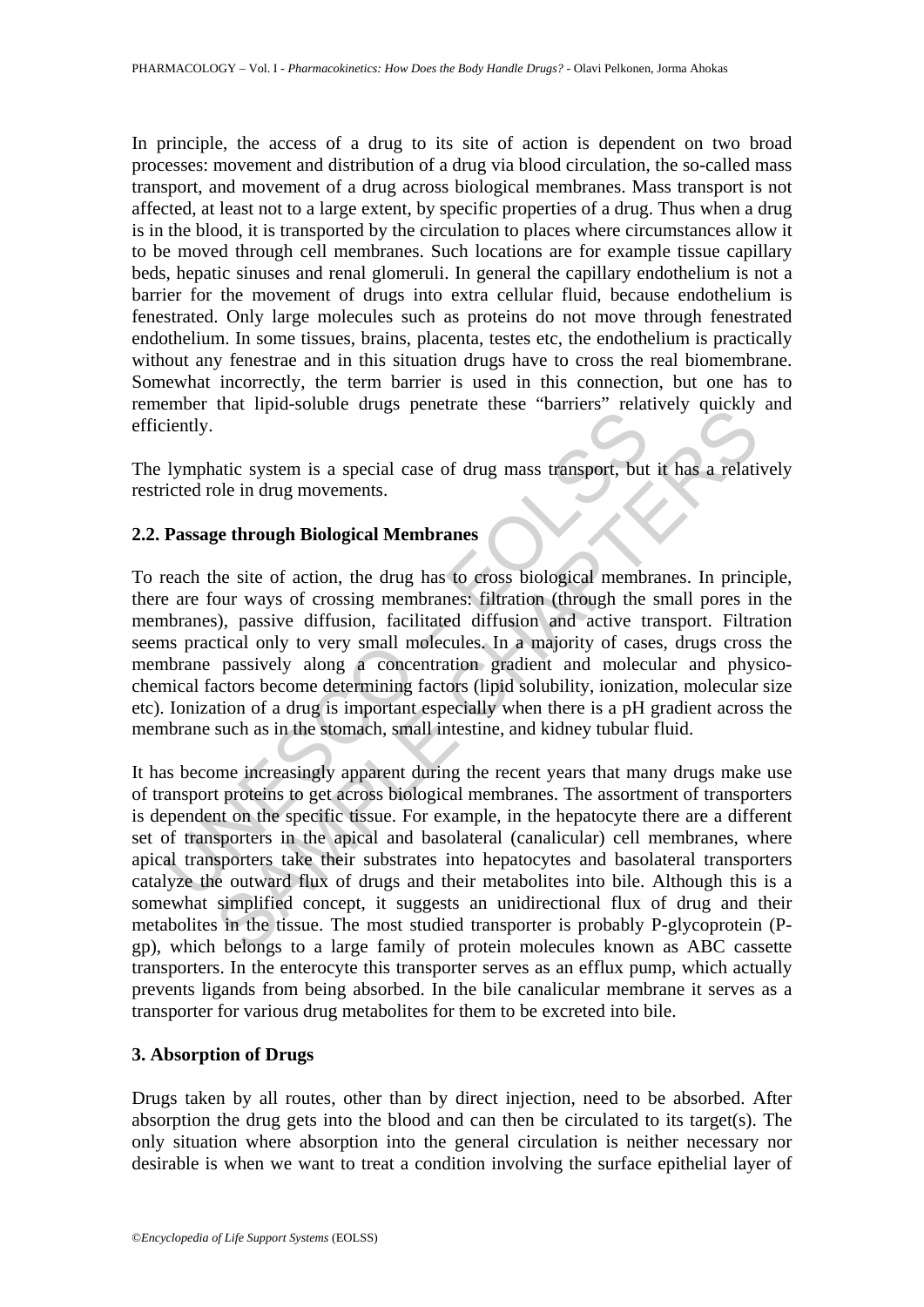In principle, the access of a drug to its site of action is dependent on two broad processes: movement and distribution of a drug via blood circulation, the so-called mass transport, and movement of a drug across biological membranes. Mass transport is not affected, at least not to a large extent, by specific properties of a drug. Thus when a drug is in the blood, it is transported by the circulation to places where circumstances allow it to be moved through cell membranes. Such locations are for example tissue capillary beds, hepatic sinuses and renal glomeruli. In general the capillary endothelium is not a barrier for the movement of drugs into extra cellular fluid, because endothelium is fenestrated. Only large molecules such as proteins do not move through fenestrated endothelium. In some tissues, brains, placenta, testes etc, the endothelium is practically without any fenestrae and in this situation drugs have to cross the real biomembrane. Somewhat incorrectly, the term barrier is used in this connection, but one has to remember that lipid-soluble drugs penetrate these "barriers" relatively quickly and efficiently.

The lymphatic system is a special case of drug mass transport, but it has a relatively restricted role in drug movements.

### 2.2. Passage through Biological Membranes

To reach the site of action, the drug has to cross biological membranes. In principle, there are four ways of crossing membranes: filtration (through the small pores in the membranes), passive diffusion, facilitated diffusion and active transport. Filtration seems practical only to very small molecules. In a majority of cases, drugs cross the membrane passively along a concentration gradient and molecular and physico-chemical factors become determining factors (lipid solubility, ionization, molecular size etc). Ionization of a drug is important especially when there is a pH gradient across the membrane such as in the stomach, small intestine, and kidney tubular fluid.

It has become increasingly apparent during the recent years that many drugs make use of transport proteins to get across biological membranes. The assortment of transporters is dependent on the specific tissue. For example, in the hepatocyte there are a different set of transporters in the apical and basolateral (canalicular) cell membranes, where apical transporters take their substrates into hepatocytes and basolateral transporters catalyze the outward flux of drugs and their metabolites into bile. Although this is a somewhat simplified concept, it suggests an unidirectional flux of drug and their metabolites in the tissue. The most studied transporter is probably P-glycoprotein (P-gp), which belongs to a large family of protein molecules known as ABC cassette transporters. In the enterocyte this transporter serves as an efflux pump, which actually prevents ligands from being absorbed. In the bile canalicular membrane it serves as a transporter for various drug metabolites for them to be excreted into bile.

## 3. Absorption of Drugs

Drugs taken by all routes, other than by direct injection, need to be absorbed. After absorption the drug gets into the blood and can then be circulated to its target(s). The only situation where absorption into the general circulation is neither necessary nor desirable is when we want to treat a condition involving the surface epithelial layer of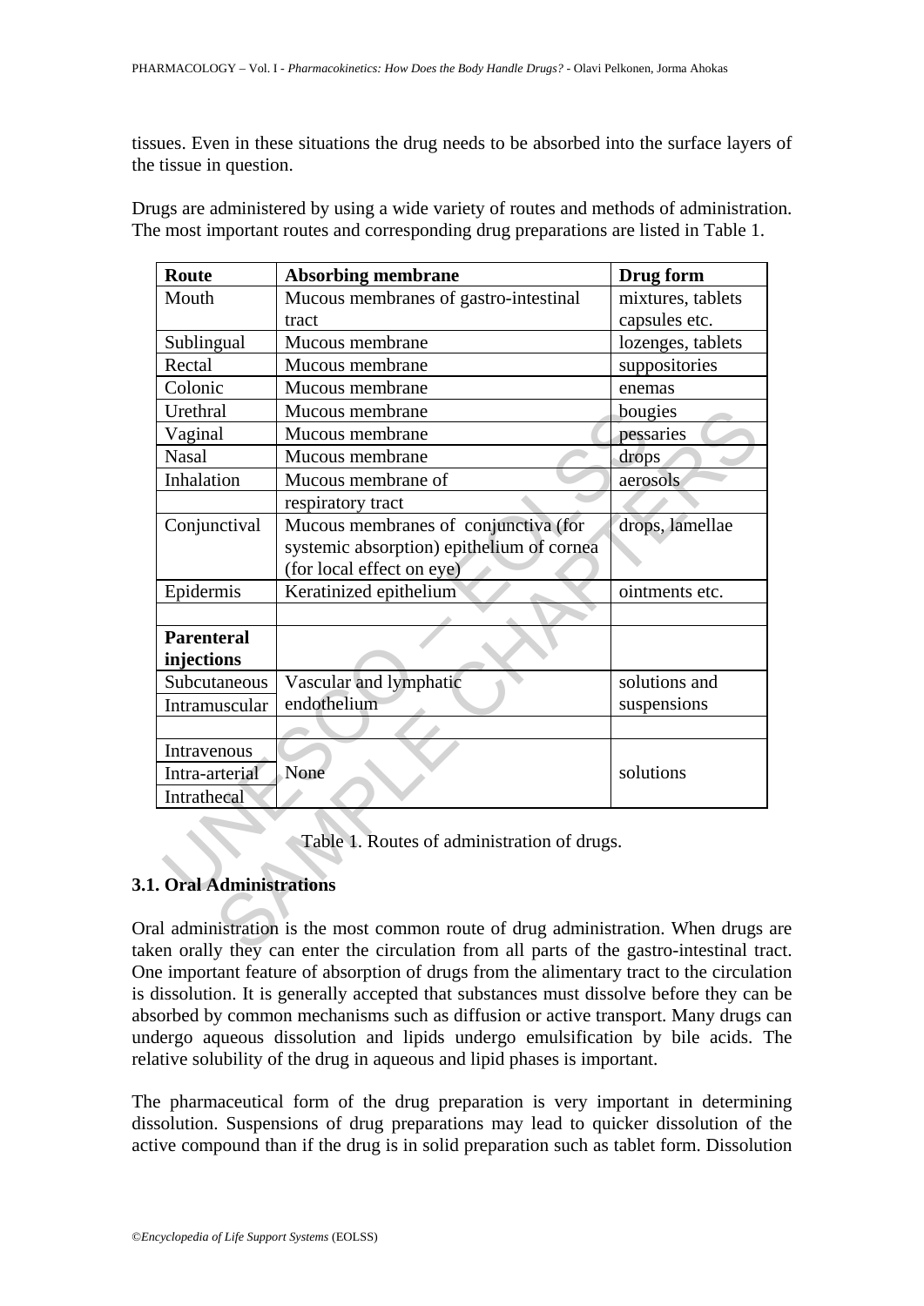tissues. Even in these situations the drug needs to be absorbed into the surface layers of the tissue in question.

Drugs are administered by using a wide variety of routes and methods of administration. The most important routes and corresponding drug preparations are listed in Table 1.

| Route | Absorbing membrane | Drug form |
|---|---|---|
| Mouth | Mucous membranes of gastro-intestinal tract | mixtures, tablets capsules etc. |
| Sublingual | Mucous membrane | lozenges, tablets |
| Rectal | Mucous membrane | suppositories |
| Colonic | Mucous membrane | enemas |
| Urethral | Mucous membrane | bougies |
| Vaginal | Mucous membrane | pessaries |
| Nasal | Mucous membrane | drops |
| Inhalation | Mucous membrane of respiratory tract | aerosols |
| Conjunctival | Mucous membranes of conjunctiva (for systemic absorption) epithelium of cornea (for local effect on eye) | drops, lamellae |
| Epidermis | Keratinized epithelium | ointments etc. |
| | | |
| **Parenteral injections** | | |
| Subcutaneous | Vascular and lymphatic endothelium | solutions and suspensions |
| Intramuscular | | |
| | | |
| Intravenous | None | solutions |
| Intra-arterial | | |
| Intrathecal | | |

Table 1. Routes of administration of drugs.

### 3.1. Oral Administrations

Oral administration is the most common route of drug administration. When drugs are taken orally they can enter the circulation from all parts of the gastro-intestinal tract. One important feature of absorption of drugs from the alimentary tract to the circulation is dissolution. It is generally accepted that substances must dissolve before they can be absorbed by common mechanisms such as diffusion or active transport. Many drugs can undergo aqueous dissolution and lipids undergo emulsification by bile acids. The relative solubility of the drug in aqueous and lipid phases is important.

The pharmaceutical form of the drug preparation is very important in determining dissolution. Suspensions of drug preparations may lead to quicker dissolution of the active compound than if the drug is in solid preparation such as tablet form. Dissolution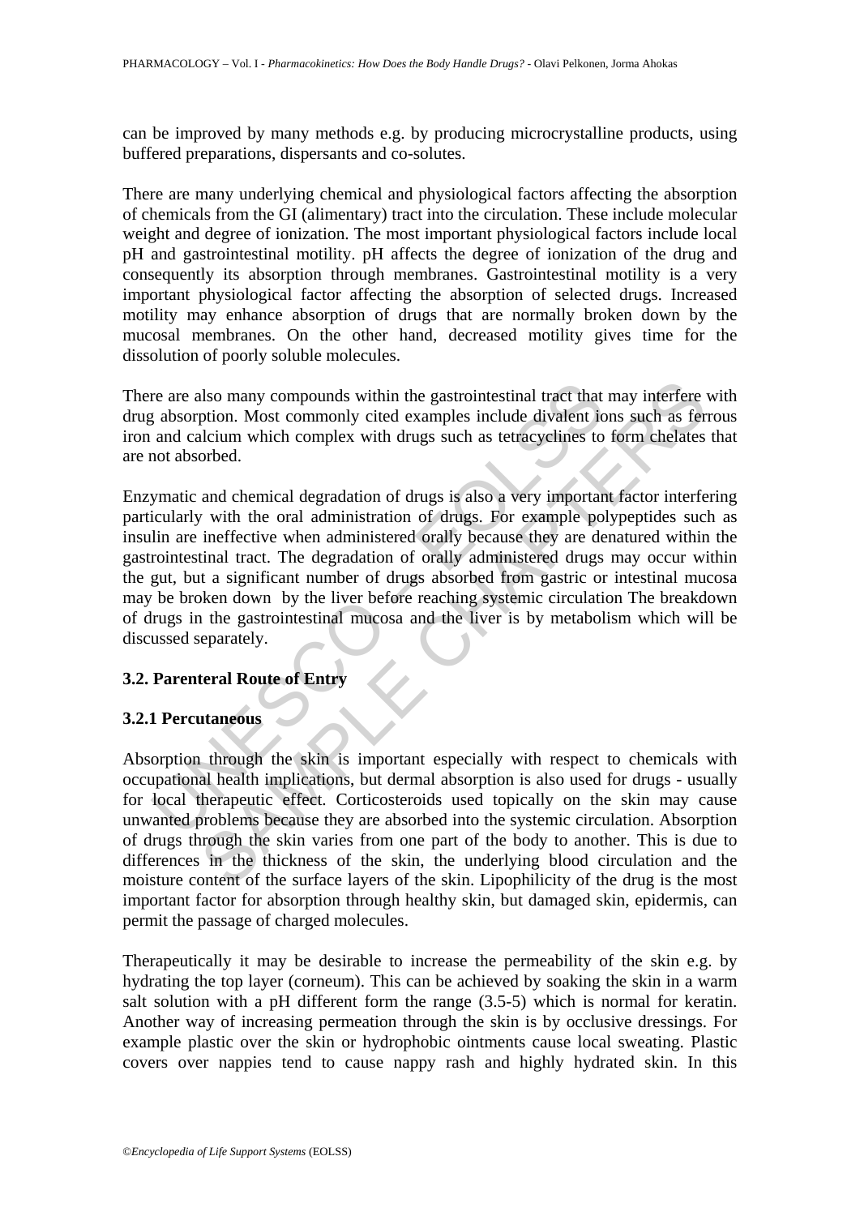can be improved by many methods e.g. by producing microcrystalline products, using buffered preparations, dispersants and co-solutes.

There are many underlying chemical and physiological factors affecting the absorption of chemicals from the GI (alimentary) tract into the circulation. These include molecular weight and degree of ionization. The most important physiological factors include local pH and gastrointestinal motility. pH affects the degree of ionization of the drug and consequently its absorption through membranes. Gastrointestinal motility is a very important physiological factor affecting the absorption of selected drugs. Increased motility may enhance absorption of drugs that are normally broken down by the mucosal membranes. On the other hand, decreased motility gives time for the dissolution of poorly soluble molecules.

There are also many compounds within the gastrointestinal tract that may interfere with drug absorption. Most commonly cited examples include divalent ions such as ferrous iron and calcium which complex with drugs such as tetracyclines to form chelates that are not absorbed.

Enzymatic and chemical degradation of drugs is also a very important factor interfering particularly with the oral administration of drugs. For example polypeptides such as insulin are ineffective when administered orally because they are denatured within the gastrointestinal tract. The degradation of orally administered drugs may occur within the gut, but a significant number of drugs absorbed from gastric or intestinal mucosa may be broken down by the liver before reaching systemic circulation The breakdown of drugs in the gastrointestinal mucosa and the liver is by metabolism which will be discussed separately.

### 3.2. Parenteral Route of Entry

#### 3.2.1 Percutaneous

Absorption through the skin is important especially with respect to chemicals with occupational health implications, but dermal absorption is also used for drugs - usually for local therapeutic effect. Corticosteroids used topically on the skin may cause unwanted problems because they are absorbed into the systemic circulation. Absorption of drugs through the skin varies from one part of the body to another. This is due to differences in the thickness of the skin, the underlying blood circulation and the moisture content of the surface layers of the skin. Lipophilicity of the drug is the most important factor for absorption through healthy skin, but damaged skin, epidermis, can permit the passage of charged molecules.

Therapeutically it may be desirable to increase the permeability of the skin e.g. by hydrating the top layer (corneum). This can be achieved by soaking the skin in a warm salt solution with a pH different form the range (3.5-5) which is normal for keratin. Another way of increasing permeation through the skin is by occlusive dressings. For example plastic over the skin or hydrophobic ointments cause local sweating. Plastic covers over nappies tend to cause nappy rash and highly hydrated skin. In this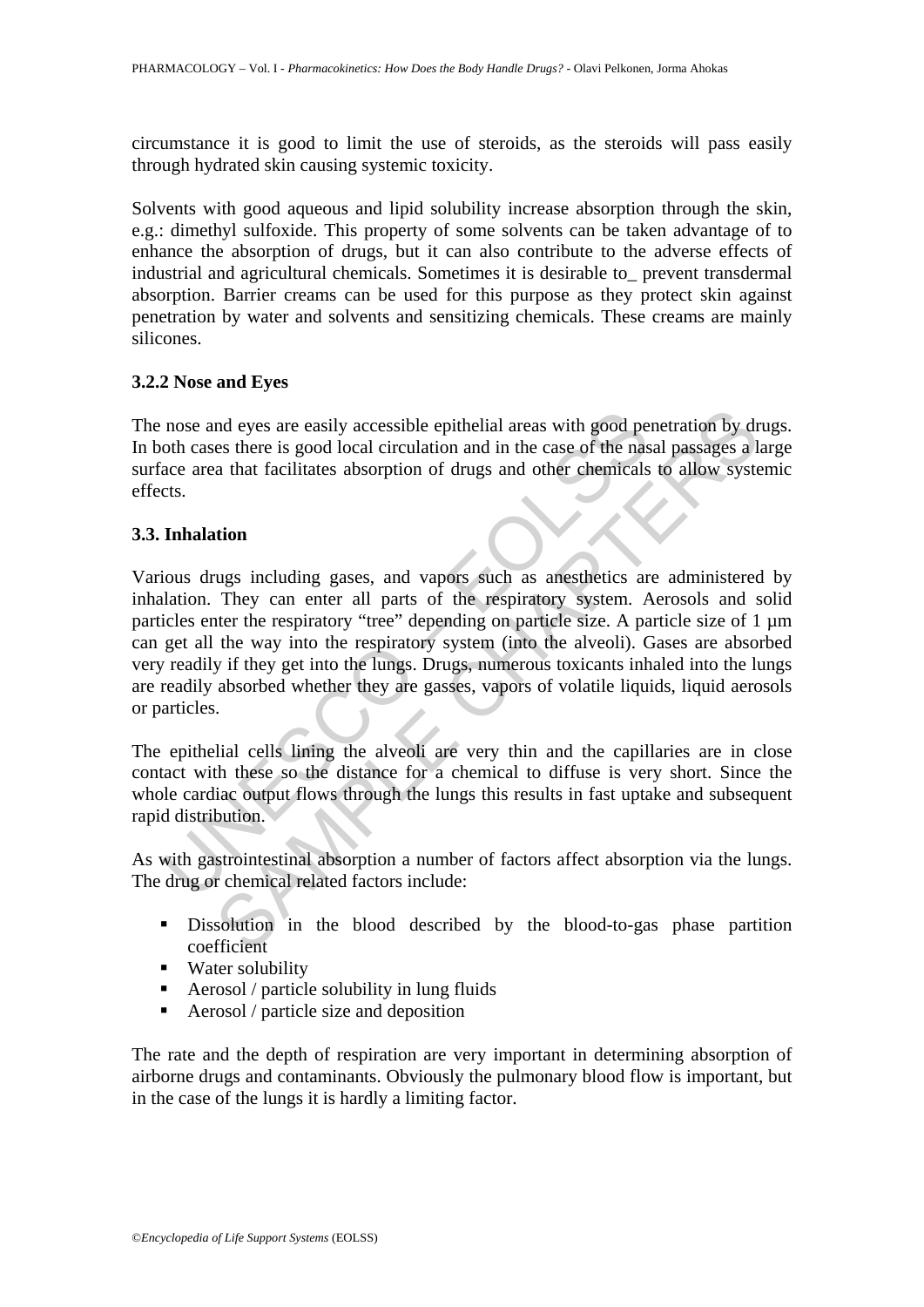circumstance it is good to limit the use of steroids, as the steroids will pass easily through hydrated skin causing systemic toxicity.

Solvents with good aqueous and lipid solubility increase absorption through the skin, e.g.: dimethyl sulfoxide. This property of some solvents can be taken advantage of to enhance the absorption of drugs, but it can also contribute to the adverse effects of industrial and agricultural chemicals. Sometimes it is desirable to_ prevent transdermal absorption. Barrier creams can be used for this purpose as they protect skin against penetration by water and solvents and sensitizing chemicals. These creams are mainly silicones.

### 3.2.2 Nose and Eyes

The nose and eyes are easily accessible epithelial areas with good penetration by drugs. In both cases there is good local circulation and in the case of the nasal passages a large surface area that facilitates absorption of drugs and other chemicals to allow systemic effects.

## 3.3. Inhalation

Various drugs including gases, and vapors such as anesthetics are administered by inhalation. They can enter all parts of the respiratory system. Aerosols and solid particles enter the respiratory "tree" depending on particle size. A particle size of 1 µm can get all the way into the respiratory system (into the alveoli). Gases are absorbed very readily if they get into the lungs. Drugs, numerous toxicants inhaled into the lungs are readily absorbed whether they are gasses, vapors of volatile liquids, liquid aerosols or particles.

The epithelial cells lining the alveoli are very thin and the capillaries are in close contact with these so the distance for a chemical to diffuse is very short. Since the whole cardiac output flows through the lungs this results in fast uptake and subsequent rapid distribution.

As with gastrointestinal absorption a number of factors affect absorption via the lungs. The drug or chemical related factors include:

- Dissolution in the blood described by the blood-to-gas phase partition coefficient
- Water solubility
- Aerosol / particle solubility in lung fluids
- Aerosol / particle size and deposition

The rate and the depth of respiration are very important in determining absorption of airborne drugs and contaminants. Obviously the pulmonary blood flow is important, but in the case of the lungs it is hardly a limiting factor.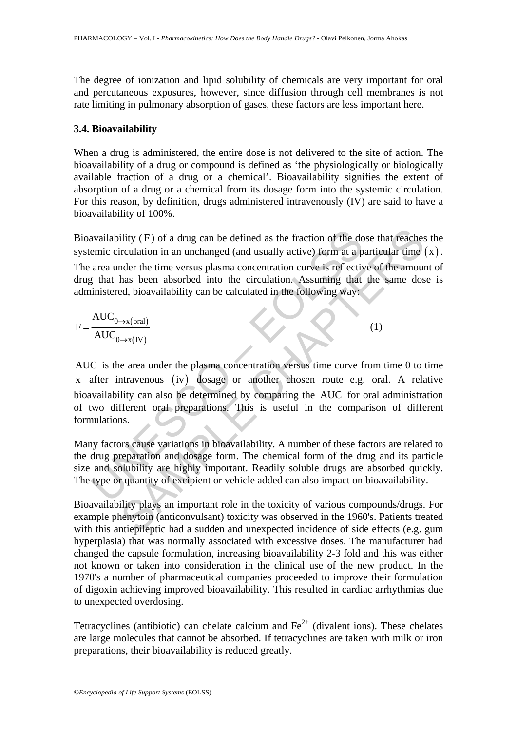The degree of ionization and lipid solubility of chemicals are very important for oral and percutaneous exposures, however, since diffusion through cell membranes is not rate limiting in pulmonary absorption of gases, these factors are less important here.

### 3.4. Bioavailability

When a drug is administered, the entire dose is not delivered to the site of action. The bioavailability of a drug or compound is defined as 'the physiologically or biologically available fraction of a drug or a chemical'. Bioavailability signifies the extent of absorption of a drug or a chemical from its dosage form into the systemic circulation. For this reason, by definition, drugs administered intravenously (IV) are said to have a bioavailability of 100%.

Bioavailability $(F)$ of a drug can be defined as the fraction of the dose that reaches the systemic circulation in an unchanged (and usually active) form at a particular time $(x)$. The area under the time versus plasma concentration curve is reflective of the amount of drug that has been absorbed into the circulation. Assuming that the same dose is administered, bioavailability can be calculated in the following way:

$$F = \frac{AUC_{0 \to x(oral)}}{AUC_{0 \to x(IV)}} \quad (1)$$

$AUC$ is the area under the plasma concentration versus time curve from time 0 to time $x$ after intravenous $(iv)$ dosage or another chosen route e.g. oral. A relative bioavailability can also be determined by comparing the $AUC$ for oral administration of two different oral preparations. This is useful in the comparison of different formulations.

Many factors cause variations in bioavailability. A number of these factors are related to the drug preparation and dosage form. The chemical form of the drug and its particle size and solubility are highly important. Readily soluble drugs are absorbed quickly. The type or quantity of excipient or vehicle added can also impact on bioavailability.

Bioavailability plays an important role in the toxicity of various compounds/drugs. For example phenytoin (anticonvulsant) toxicity was observed in the 1960's. Patients treated with this antiepileptic had a sudden and unexpected incidence of side effects (e.g. gum hyperplasia) that was normally associated with excessive doses. The manufacturer had changed the capsule formulation, increasing bioavailability 2-3 fold and this was either not known or taken into consideration in the clinical use of the new product. In the 1970's a number of pharmaceutical companies proceeded to improve their formulation of digoxin achieving improved bioavailability. This resulted in cardiac arrhythmias due to unexpected overdosing.

Tetracyclines (antibiotic) can chelate calcium and $Fe^{2+}$ (divalent ions). These chelates are large molecules that cannot be absorbed. If tetracyclines are taken with milk or iron preparations, their bioavailability is reduced greatly.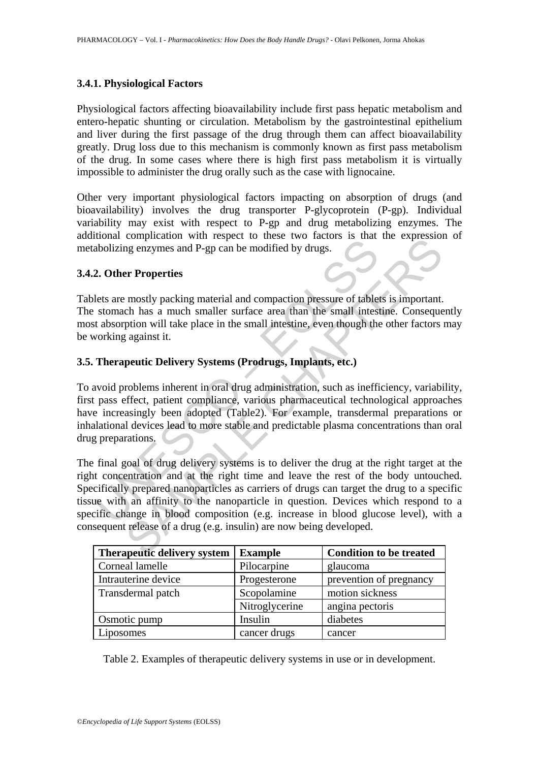### 3.4.1. Physiological Factors

Physiological factors affecting bioavailability include first pass hepatic metabolism and entero-hepatic shunting or circulation. Metabolism by the gastrointestinal epithelium and liver during the first passage of the drug through them can affect bioavailability greatly. Drug loss due to this mechanism is commonly known as first pass metabolism of the drug. In some cases where there is high first pass metabolism it is virtually impossible to administer the drug orally such as the case with lignocaine.

Other very important physiological factors impacting on absorption of drugs (and bioavailability) involves the drug transporter P-glycoprotein (P-gp). Individual variability may exist with respect to P-gp and drug metabolizing enzymes. The additional complication with respect to these two factors is that the expression of metabolizing enzymes and P-gp can be modified by drugs.

### 3.4.2. Other Properties

Tablets are mostly packing material and compaction pressure of tablets is important.
The stomach has a much smaller surface area than the small intestine. Consequently most absorption will take place in the small intestine, even though the other factors may be working against it.

### 3.5. Therapeutic Delivery Systems (Prodrugs, Implants, etc.)

To avoid problems inherent in oral drug administration, such as inefficiency, variability, first pass effect, patient compliance, various pharmaceutical technological approaches have increasingly been adopted (Table2). For example, transdermal preparations or inhalational devices lead to more stable and predictable plasma concentrations than oral drug preparations.

The final goal of drug delivery systems is to deliver the drug at the right target at the right concentration and at the right time and leave the rest of the body untouched. Specifically prepared nanoparticles as carriers of drugs can target the drug to a specific tissue with an affinity to the nanoparticle in question. Devices which respond to a specific change in blood composition (e.g. increase in blood glucose level), with a consequent release of a drug (e.g. insulin) are now being developed.

| Therapeutic delivery system | Example | Condition to be treated |
|---|---|---|
| Corneal lamelle | Pilocarpine | glaucoma |
| Intrauterine device | Progesterone | prevention of pregnancy |
| Transdermal patch | Scopolamine | motion sickness |
| | Nitroglycerine | angina pectoris |
| Osmotic pump | Insulin | diabetes |
| Liposomes | cancer drugs | cancer |

Table 2. Examples of therapeutic delivery systems in use or in development.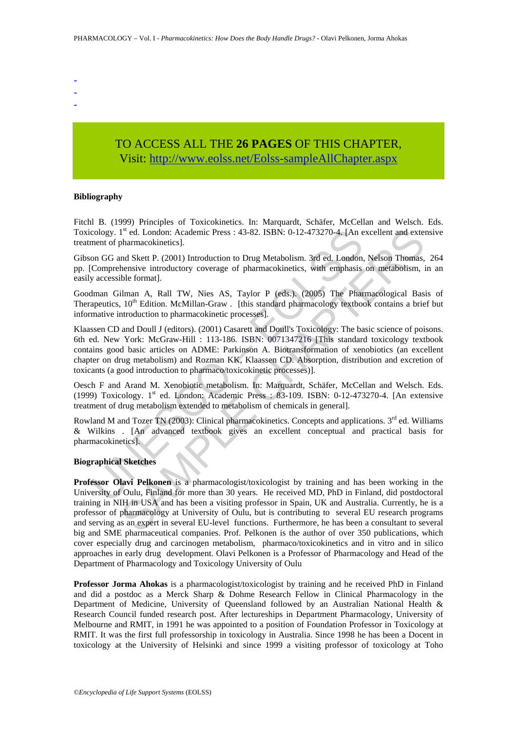-
-
-

TO ACCESS ALL THE **26 PAGES** OF THIS CHAPTER,
Visit: http://www.eolss.net/Eolss-sampleAllChapter.aspx

#### Bibliography

Fitchl B. (1999) Principles of Toxicokinetics. In: Marquardt, Schäfer, McCellan and Welsch. Eds. Toxicology. 1st ed. London: Academic Press : 43-82. ISBN: 0-12-473270-4. [An excellent and extensive treatment of pharmacokinetics].

Gibson GG and Skett P. (2001) Introduction to Drug Metabolism. 3rd ed. London, Nelson Thomas, 264 pp. [Comprehensive introductory coverage of pharmacokinetics, with emphasis on metabolism, in an easily accessible format].

Goodman Gilman A, Rall TW, Nies AS, Taylor P (eds.). (2005) The Pharmacological Basis of Therapeutics, 10th Edition. McMillan-Graw . [this standard pharmacology textbook contains a brief but informative introduction to pharmacokinetic processes].

Klaassen CD and Doull J (editors). (2001) Casarett and Doull's Toxicology: The basic science of poisons. 6th ed. New York: McGraw-Hill : 113-186. ISBN: 0071347216 [This standard toxicology textbook contains good basic articles on ADME: Parkinson A. Biotransformation of xenobiotics (an excellent chapter on drug metabolism) and Rozman KK, Klaassen CD. Absorption, distribution and excretion of toxicants (a good introduction to pharmaco/toxicokinetic processes)].

Oesch F and Arand M. Xenobiotic metabolism. In: Marquardt, Schäfer, McCellan and Welsch. Eds. (1999) Toxicology. 1st ed. London: Academic Press : 83-109. ISBN: 0-12-473270-4. [An extensive treatment of drug metabolism extended to metabolism of chemicals in general].

Rowland M and Tozer TN (2003): Clinical pharmacokinetics. Concepts and applications. 3rd ed. Williams & Wilkins . [An advanced textbook gives an excellent conceptual and practical basis for pharmacokinetics].

#### Biographical Sketches

**Professor Olavi Pelkonen** is a pharmacologist/toxicologist by training and has been working in the University of Oulu, Finland for more than 30 years. He received MD, PhD in Finland, did postdoctoral training in NIH in USA and has been a visiting professor in Spain, UK and Australia. Currently, he is a professor of pharmacology at University of Oulu, but is contributing to several EU research programs and serving as an expert in several EU-level functions. Furthermore, he has been a consultant to several big and SME pharmaceutical companies. Prof. Pelkonen is the author of over 350 publications, which cover especially drug and carcinogen metabolism, pharmaco/toxicokinetics and in vitro and in silico approaches in early drug development. Olavi Pelkonen is a Professor of Pharmacology and Head of the Department of Pharmacology and Toxicology University of Oulu

**Professor Jorma Ahokas** is a pharmacologist/toxicologist by training and he received PhD in Finland and did a postdoc as a Merck Sharp & Dohme Research Fellow in Clinical Pharmacology in the Department of Medicine, University of Queensland followed by an Australian National Health & Research Council funded research post. After lectureships in Department Pharmacology, University of Melbourne and RMIT, in 1991 he was appointed to a position of Foundation Professor in Toxicology at RMIT. It was the first full professorship in toxicology in Australia. Since 1998 he has been a Docent in toxicology at the University of Helsinki and since 1999 a visiting professor of toxicology at Toho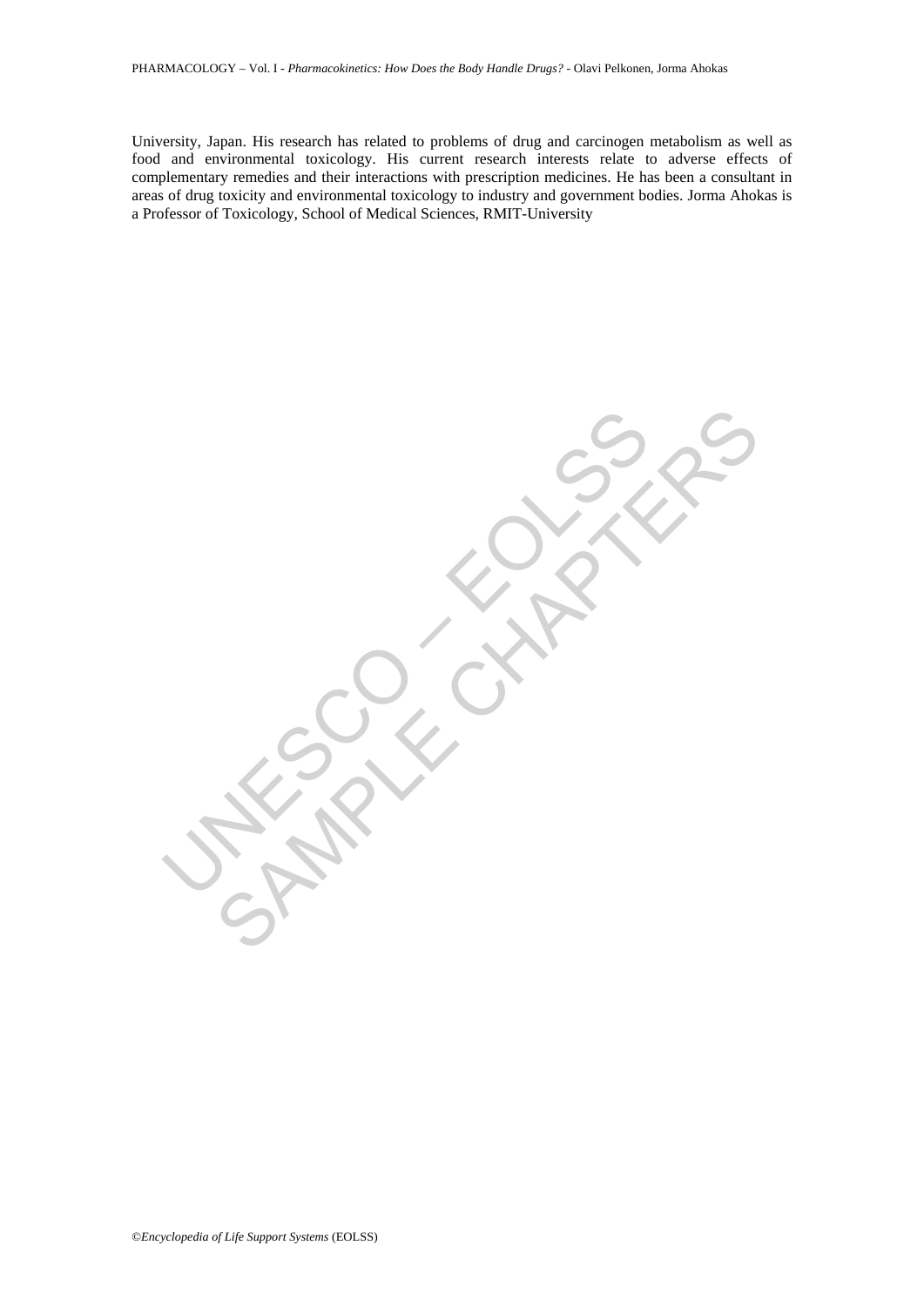University, Japan. His research has related to problems of drug and carcinogen metabolism as well as food and environmental toxicology. His current research interests relate to adverse effects of complementary remedies and their interactions with prescription medicines. He has been a consultant in areas of drug toxicity and environmental toxicology to industry and government bodies. Jorma Ahokas is a Professor of Toxicology, School of Medical Sciences, RMIT-University